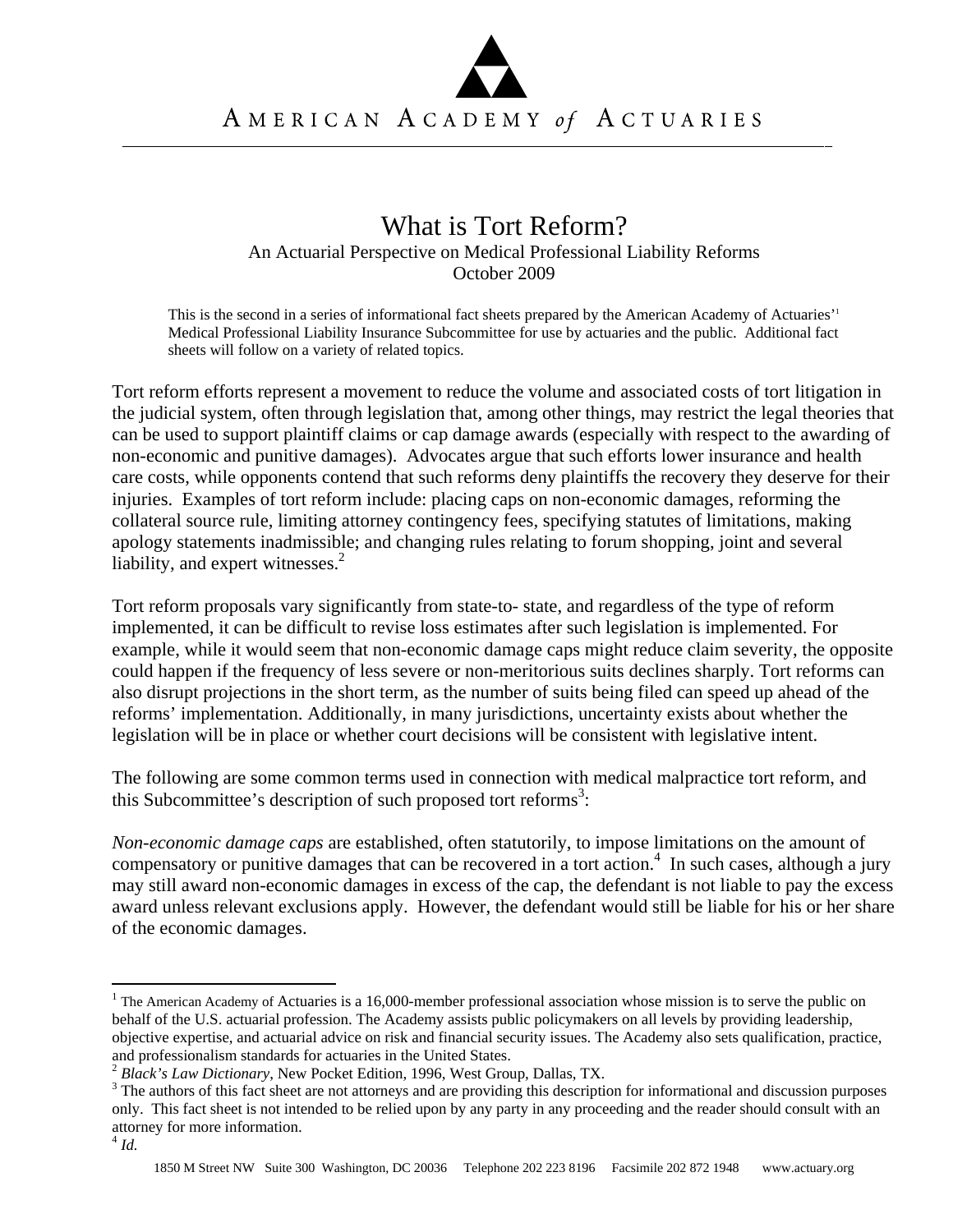AMERICAN ACADEMY *of* ACTUARIES

# What is Tort Reform?

An Actuarial Perspective on Medical Professional Liability Reforms
October 2009

This is the second in a series of informational fact sheets prepared by the American Academy of Actuaries'[1] Medical Professional Liability Insurance Subcommittee for use by actuaries and the public. Additional fact sheets will follow on a variety of related topics.

Tort reform efforts represent a movement to reduce the volume and associated costs of tort litigation in the judicial system, often through legislation that, among other things, may restrict the legal theories that can be used to support plaintiff claims or cap damage awards (especially with respect to the awarding of non-economic and punitive damages). Advocates argue that such efforts lower insurance and health care costs, while opponents contend that such reforms deny plaintiffs the recovery they deserve for their injuries. Examples of tort reform include: placing caps on non-economic damages, reforming the collateral source rule, limiting attorney contingency fees, specifying statutes of limitations, making apology statements inadmissible; and changing rules relating to forum shopping, joint and several liability, and expert witnesses.[2]

Tort reform proposals vary significantly from state-to- state, and regardless of the type of reform implemented, it can be difficult to revise loss estimates after such legislation is implemented. For example, while it would seem that non-economic damage caps might reduce claim severity, the opposite could happen if the frequency of less severe or non-meritorious suits declines sharply. Tort reforms can also disrupt projections in the short term, as the number of suits being filed can speed up ahead of the reforms' implementation. Additionally, in many jurisdictions, uncertainty exists about whether the legislation will be in place or whether court decisions will be consistent with legislative intent.

The following are some common terms used in connection with medical malpractice tort reform, and this Subcommittee's description of such proposed tort reforms[3]:

*Non-economic damage caps* are established, often statutorily, to impose limitations on the amount of compensatory or punitive damages that can be recovered in a tort action.[4] In such cases, although a jury may still award non-economic damages in excess of the cap, the defendant is not liable to pay the excess award unless relevant exclusions apply. However, the defendant would still be liable for his or her share of the economic damages.

---

[1] The American Academy of Actuaries is a 16,000-member professional association whose mission is to serve the public on behalf of the U.S. actuarial profession. The Academy assists public policymakers on all levels by providing leadership, objective expertise, and actuarial advice on risk and financial security issues. The Academy also sets qualification, practice, and professionalism standards for actuaries in the United States.

[2] *Black's Law Dictionary*, New Pocket Edition, 1996, West Group, Dallas, TX.

[3] The authors of this fact sheet are not attorneys and are providing this description for informational and discussion purposes only. This fact sheet is not intended to be relied upon by any party in any proceeding and the reader should consult with an attorney for more information.

[4] *Id.*

1850 M Street NW Suite 300 Washington, DC 20036 Telephone 202 223 8196 Facsimile 202 872 1948 www.actuary.org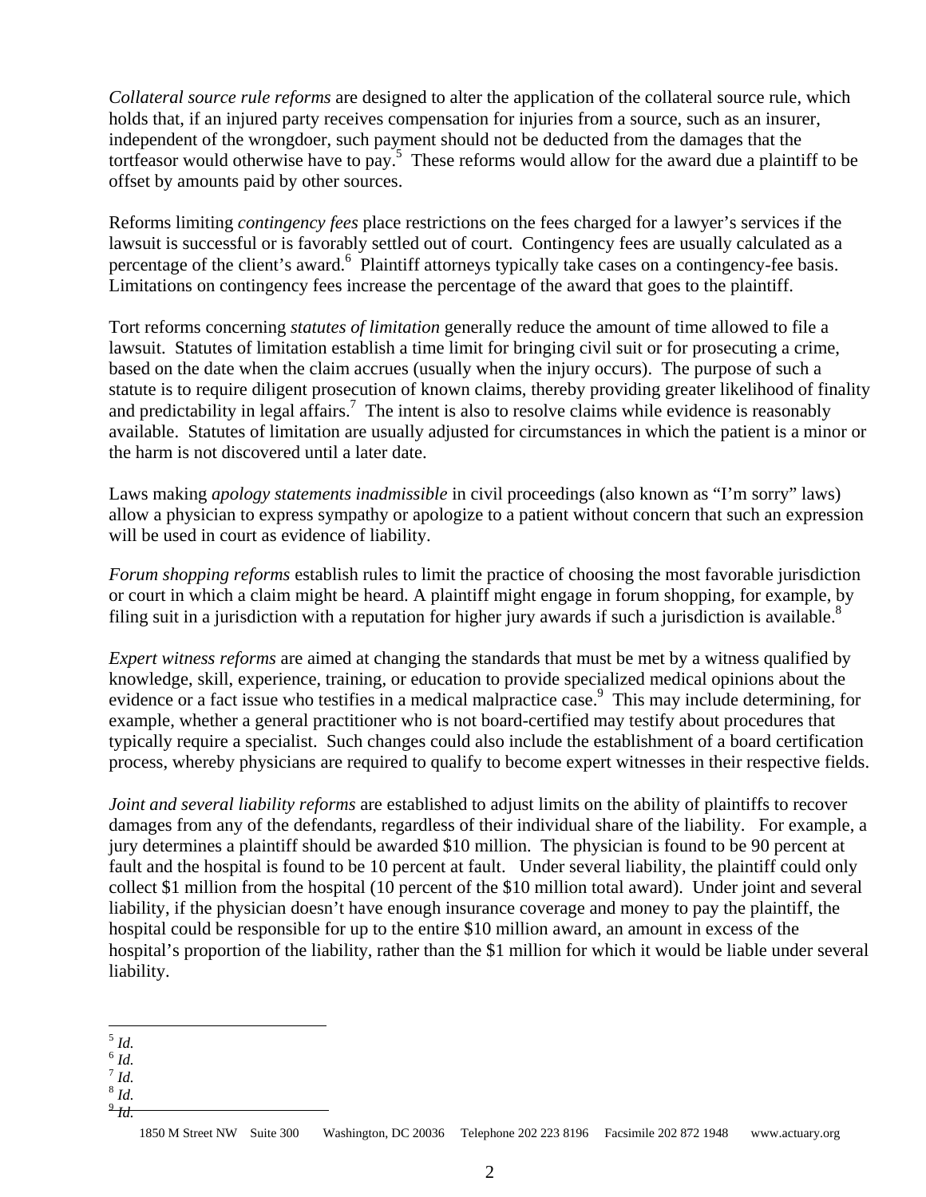*Collateral source rule reforms* are designed to alter the application of the collateral source rule, which holds that, if an injured party receives compensation for injuries from a source, such as an insurer, independent of the wrongdoer, such payment should not be deducted from the damages that the tortfeasor would otherwise have to pay.[5] These reforms would allow for the award due a plaintiff to be offset by amounts paid by other sources.

Reforms limiting *contingency fees* place restrictions on the fees charged for a lawyer's services if the lawsuit is successful or is favorably settled out of court. Contingency fees are usually calculated as a percentage of the client's award.[6] Plaintiff attorneys typically take cases on a contingency-fee basis. Limitations on contingency fees increase the percentage of the award that goes to the plaintiff.

Tort reforms concerning *statutes of limitation* generally reduce the amount of time allowed to file a lawsuit. Statutes of limitation establish a time limit for bringing civil suit or for prosecuting a crime, based on the date when the claim accrues (usually when the injury occurs). The purpose of such a statute is to require diligent prosecution of known claims, thereby providing greater likelihood of finality and predictability in legal affairs.[7] The intent is also to resolve claims while evidence is reasonably available. Statutes of limitation are usually adjusted for circumstances in which the patient is a minor or the harm is not discovered until a later date.

Laws making *apology statements inadmissible* in civil proceedings (also known as "I'm sorry" laws) allow a physician to express sympathy or apologize to a patient without concern that such an expression will be used in court as evidence of liability.

*Forum shopping reforms* establish rules to limit the practice of choosing the most favorable jurisdiction or court in which a claim might be heard. A plaintiff might engage in forum shopping, for example, by filing suit in a jurisdiction with a reputation for higher jury awards if such a jurisdiction is available.[8]

*Expert witness reforms* are aimed at changing the standards that must be met by a witness qualified by knowledge, skill, experience, training, or education to provide specialized medical opinions about the evidence or a fact issue who testifies in a medical malpractice case.[9] This may include determining, for example, whether a general practitioner who is not board-certified may testify about procedures that typically require a specialist. Such changes could also include the establishment of a board certification process, whereby physicians are required to qualify to become expert witnesses in their respective fields.

*Joint and several liability reforms* are established to adjust limits on the ability of plaintiffs to recover damages from any of the defendants, regardless of their individual share of the liability. For example, a jury determines a plaintiff should be awarded $10 million. The physician is found to be 90 percent at fault and the hospital is found to be 10 percent at fault. Under several liability, the plaintiff could only collect $1 million from the hospital (10 percent of the $10 million total award). Under joint and several liability, if the physician doesn't have enough insurance coverage and money to pay the plaintiff, the hospital could be responsible for up to the entire $10 million award, an amount in excess of the hospital's proportion of the liability, rather than the $1 million for which it would be liable under several liability.

---

[5] *Id.*
[6] *Id.*
[7] *Id.*
[8] *Id.*
[9] *Id.*